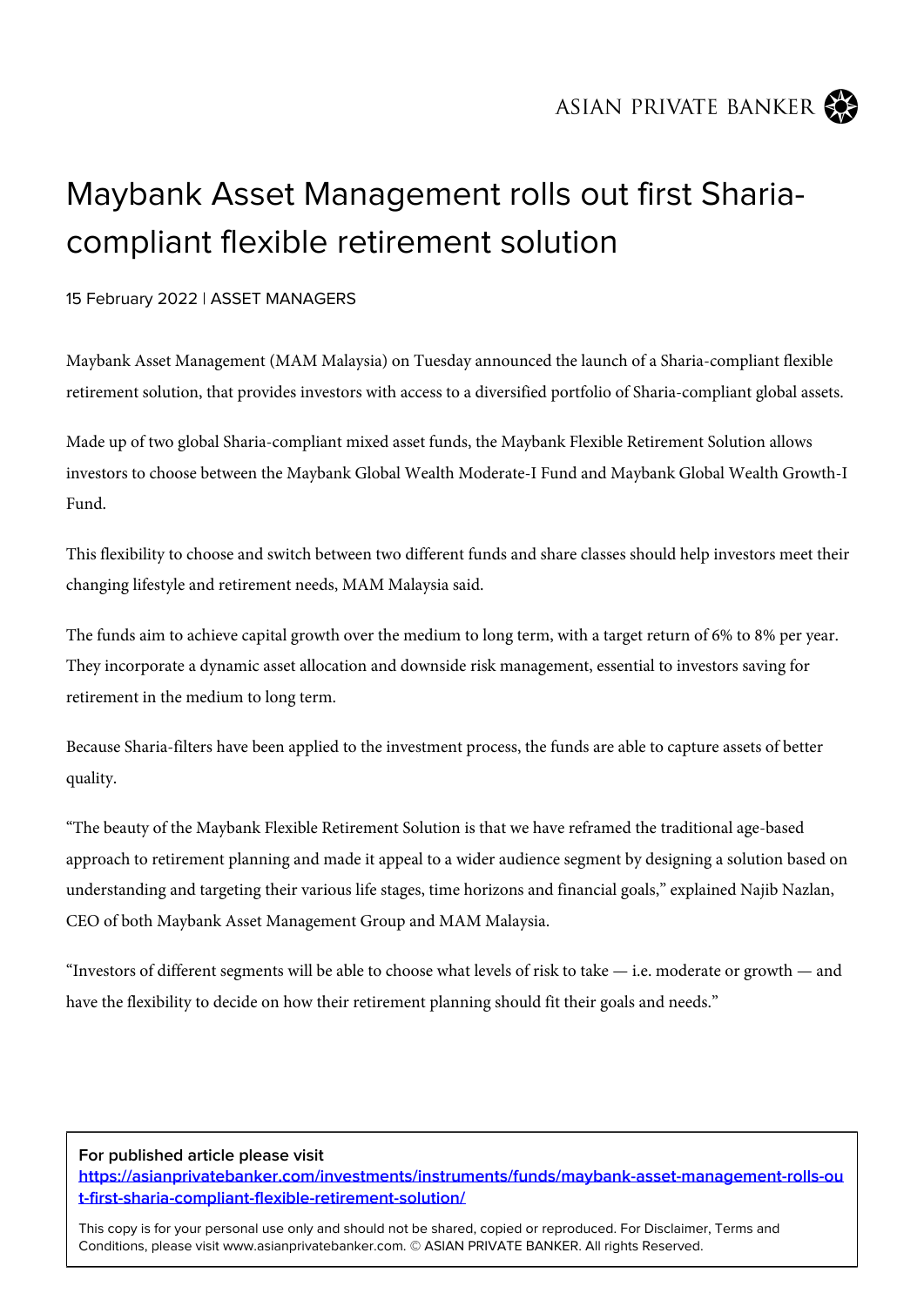# Maybank Asset Management rolls out first Sharia-compliant flexible retirement solution

15 February 2022 | ASSET MANAGERS

Maybank Asset Management (MAM Malaysia) on Tuesday announced the launch of a Sharia-compliant flexible retirement solution, that provides investors with access to a diversified portfolio of Sharia-compliant global assets.

Made up of two global Sharia-compliant mixed asset funds, the Maybank Flexible Retirement Solution allows investors to choose between the Maybank Global Wealth Moderate-I Fund and Maybank Global Wealth Growth-I Fund.

This flexibility to choose and switch between two different funds and share classes should help investors meet their changing lifestyle and retirement needs, MAM Malaysia said.

The funds aim to achieve capital growth over the medium to long term, with a target return of 6% to 8% per year. They incorporate a dynamic asset allocation and downside risk management, essential to investors saving for retirement in the medium to long term.

Because Sharia-filters have been applied to the investment process, the funds are able to capture assets of better quality.

"The beauty of the Maybank Flexible Retirement Solution is that we have reframed the traditional age-based approach to retirement planning and made it appeal to a wider audience segment by designing a solution based on understanding and targeting their various life stages, time horizons and financial goals," explained Najib Nazlan, CEO of both Maybank Asset Management Group and MAM Malaysia.

"Investors of different segments will be able to choose what levels of risk to take — i.e. moderate or growth — and have the flexibility to decide on how their retirement planning should fit their goals and needs."

**For published article please visit**
https://asianprivatebanker.com/investments/instruments/funds/maybank-asset-management-rolls-out-first-sharia-compliant-flexible-retirement-solution/

This copy is for your personal use only and should not be shared, copied or reproduced. For Disclaimer, Terms and Conditions, please visit www.asianprivatebanker.com. © ASIAN PRIVATE BANKER. All rights Reserved.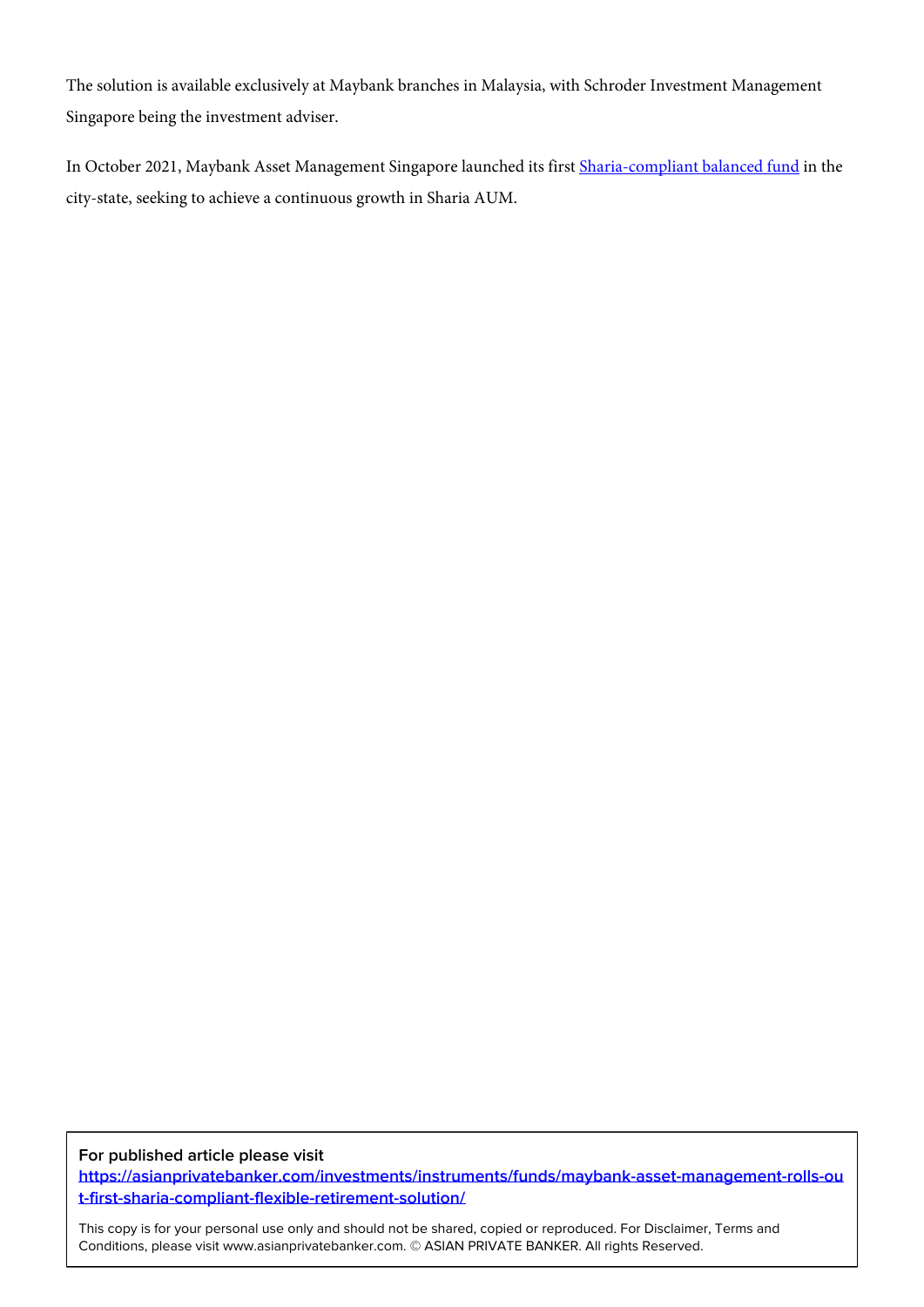The solution is available exclusively at Maybank branches in Malaysia, with Schroder Investment Management Singapore being the investment adviser.

In October 2021, Maybank Asset Management Singapore launched its first Sharia-compliant balanced fund in the city-state, seeking to achieve a continuous growth in Sharia AUM.

**For published article please visit**
https://asianprivatebanker.com/investments/instruments/funds/maybank-asset-management-rolls-out-first-sharia-compliant-flexible-retirement-solution/

This copy is for your personal use only and should not be shared, copied or reproduced. For Disclaimer, Terms and Conditions, please visit www.asianprivatebanker.com. © ASIAN PRIVATE BANKER. All rights Reserved.